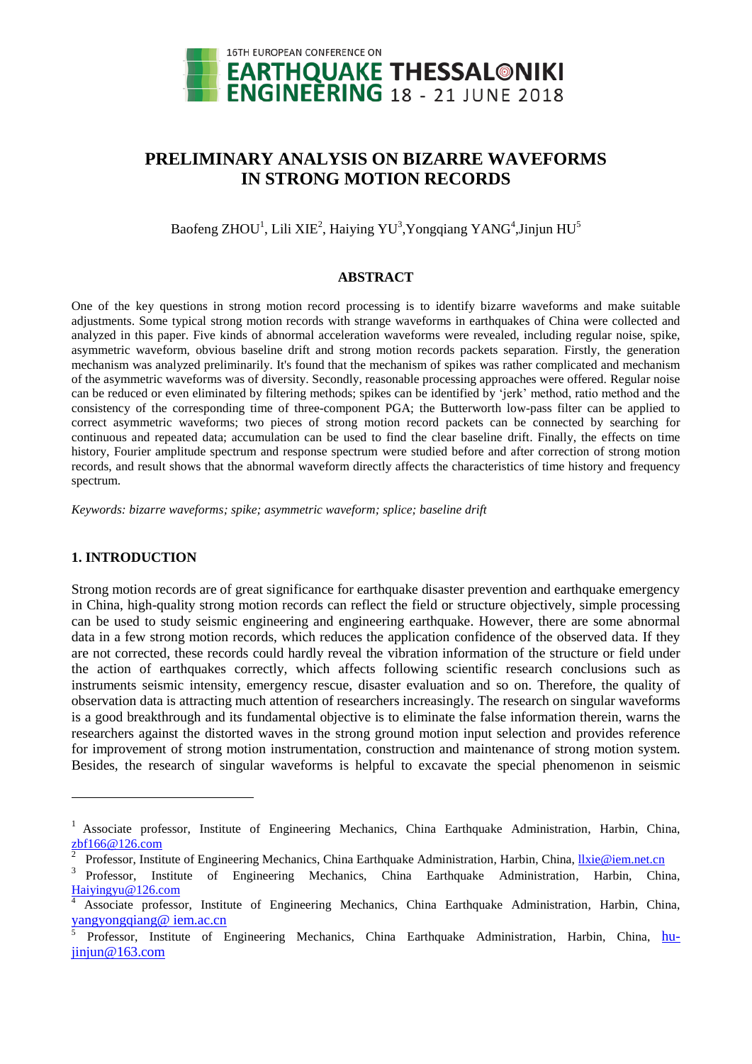# PRELIMINARY ANALYSIS ON BIZARRE WAVEFORMS IN STRONG MOTION RECORDS

Baofeng ZHOU[1], Lili XIE[2], Haiying YU[3], Yongqiang YANG[4], Jinjun HU[5]

## ABSTRACT

One of the key questions in strong motion record processing is to identify bizarre waveforms and make suitable adjustments. Some typical strong motion records with strange waveforms in earthquakes of China were collected and analyzed in this paper. Five kinds of abnormal acceleration waveforms were revealed, including regular noise, spike, asymmetric waveform, obvious baseline drift and strong motion records packets separation. Firstly, the generation mechanism was analyzed preliminarily. It's found that the mechanism of spikes was rather complicated and mechanism of the asymmetric waveforms was of diversity. Secondly, reasonable processing approaches were offered. Regular noise can be reduced or even eliminated by filtering methods; spikes can be identified by 'jerk' method, ratio method and the consistency of the corresponding time of three-component PGA; the Butterworth low-pass filter can be applied to correct asymmetric waveforms; two pieces of strong motion record packets can be connected by searching for continuous and repeated data; accumulation can be used to find the clear baseline drift. Finally, the effects on time history, Fourier amplitude spectrum and response spectrum were studied before and after correction of strong motion records, and result shows that the abnormal waveform directly affects the characteristics of time history and frequency spectrum.

*Keywords: bizarre waveforms; spike; asymmetric waveform; splice; baseline drift*

## 1. INTRODUCTION

Strong motion records are of great significance for earthquake disaster prevention and earthquake emergency in China, high-quality strong motion records can reflect the field or structure objectively, simple processing can be used to study seismic engineering and engineering earthquake. However, there are some abnormal data in a few strong motion records, which reduces the application confidence of the observed data. If they are not corrected, these records could hardly reveal the vibration information of the structure or field under the action of earthquakes correctly, which affects following scientific research conclusions such as instruments seismic intensity, emergency rescue, disaster evaluation and so on. Therefore, the quality of observation data is attracting much attention of researchers increasingly. The research on singular waveforms is a good breakthrough and its fundamental objective is to eliminate the false information therein, warns the researchers against the distorted waves in the strong ground motion input selection and provides reference for improvement of strong motion instrumentation, construction and maintenance of strong motion system. Besides, the research of singular waveforms is helpful to excavate the special phenomenon in seismic

---

[1] Associate professor, Institute of Engineering Mechanics, China Earthquake Administration, Harbin, China, zbf166@126.com

[2] Professor, Institute of Engineering Mechanics, China Earthquake Administration, Harbin, China, llxie@iem.net.cn

[3] Professor, Institute of Engineering Mechanics, China Earthquake Administration, Harbin, China, Haiyingyu@126.com

[4] Associate professor, Institute of Engineering Mechanics, China Earthquake Administration, Harbin, China, yangyongqiang@ iem.ac.cn

[5] Professor, Institute of Engineering Mechanics, China Earthquake Administration, Harbin, China, hu-jinjun@163.com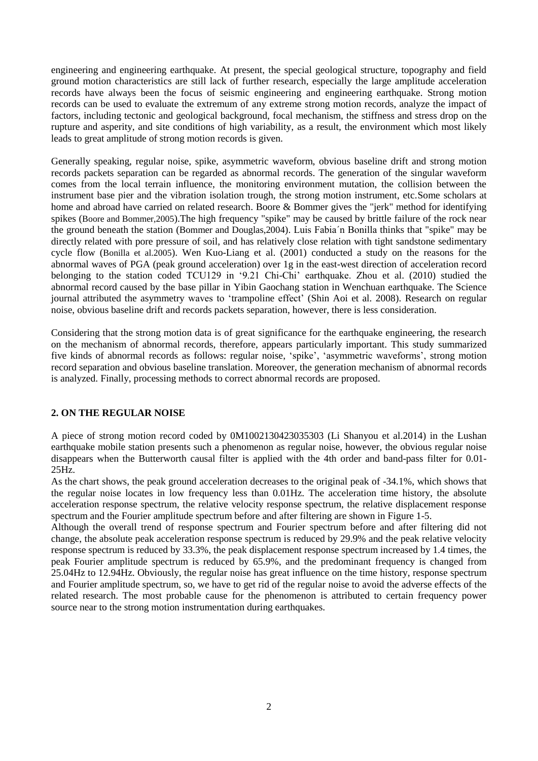engineering and engineering earthquake. At present, the special geological structure, topography and field ground motion characteristics are still lack of further research, especially the large amplitude acceleration records have always been the focus of seismic engineering and engineering earthquake. Strong motion records can be used to evaluate the extremum of any extreme strong motion records, analyze the impact of factors, including tectonic and geological background, focal mechanism, the stiffness and stress drop on the rupture and asperity, and site conditions of high variability, as a result, the environment which most likely leads to great amplitude of strong motion records is given.

Generally speaking, regular noise, spike, asymmetric waveform, obvious baseline drift and strong motion records packets separation can be regarded as abnormal records. The generation of the singular waveform comes from the local terrain influence, the monitoring environment mutation, the collision between the instrument base pier and the vibration isolation trough, the strong motion instrument, etc.Some scholars at home and abroad have carried on related research. Boore & Bommer gives the "jerk" method for identifying spikes (Boore and Bommer,2005).The high frequency "spike" may be caused by brittle failure of the rock near the ground beneath the station (Bommer and Douglas,2004). Luis Fabia´n Bonilla thinks that "spike" may be directly related with pore pressure of soil, and has relatively close relation with tight sandstone sedimentary cycle flow (Bonilla et al.2005). Wen Kuo-Liang et al. (2001) conducted a study on the reasons for the abnormal waves of PGA (peak ground acceleration) over 1g in the east-west direction of acceleration record belonging to the station coded TCU129 in '9.21 Chi-Chi' earthquake. Zhou et al. (2010) studied the abnormal record caused by the base pillar in Yibin Gaochang station in Wenchuan earthquake. The Science journal attributed the asymmetry waves to 'trampoline effect' (Shin Aoi et al. 2008). Research on regular noise, obvious baseline drift and records packets separation, however, there is less consideration.

Considering that the strong motion data is of great significance for the earthquake engineering, the research on the mechanism of abnormal records, therefore, appears particularly important. This study summarized five kinds of abnormal records as follows: regular noise, 'spike', 'asymmetric waveforms', strong motion record separation and obvious baseline translation. Moreover, the generation mechanism of abnormal records is analyzed. Finally, processing methods to correct abnormal records are proposed.

## 2. ON THE REGULAR NOISE

A piece of strong motion record coded by 0M1002130423035303 (Li Shanyou et al.2014) in the Lushan earthquake mobile station presents such a phenomenon as regular noise, however, the obvious regular noise disappears when the Butterworth causal filter is applied with the 4th order and band-pass filter for 0.01-25Hz.

As the chart shows, the peak ground acceleration decreases to the original peak of -34.1%, which shows that the regular noise locates in low frequency less than 0.01Hz. The acceleration time history, the absolute acceleration response spectrum, the relative velocity response spectrum, the relative displacement response spectrum and the Fourier amplitude spectrum before and after filtering are shown in Figure 1-5.

Although the overall trend of response spectrum and Fourier spectrum before and after filtering did not change, the absolute peak acceleration response spectrum is reduced by 29.9% and the peak relative velocity response spectrum is reduced by 33.3%, the peak displacement response spectrum increased by 1.4 times, the peak Fourier amplitude spectrum is reduced by 65.9%, and the predominant frequency is changed from 25.04Hz to 12.94Hz. Obviously, the regular noise has great influence on the time history, response spectrum and Fourier amplitude spectrum, so, we have to get rid of the regular noise to avoid the adverse effects of the related research. The most probable cause for the phenomenon is attributed to certain frequency power source near to the strong motion instrumentation during earthquakes.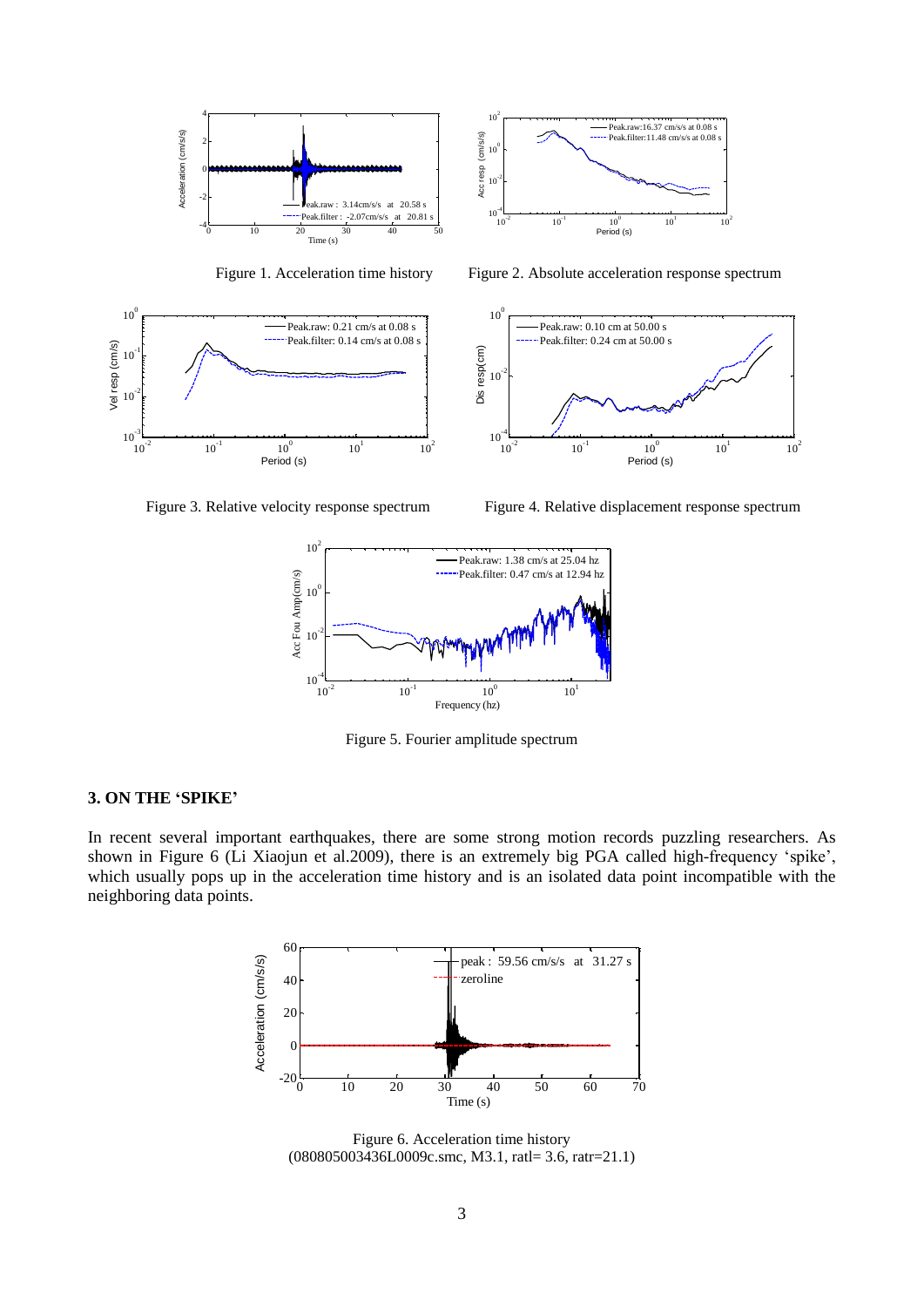Figure 1. Acceleration time history

Figure 2. Absolute acceleration response spectrum

Figure 3. Relative velocity response spectrum

Figure 4. Relative displacement response spectrum

Figure 5. Fourier amplitude spectrum

## 3. ON THE 'SPIKE'

In recent several important earthquakes, there are some strong motion records puzzling researchers. As shown in Figure 6 (Li Xiaojun et al.2009), there is an extremely big PGA called high-frequency 'spike', which usually pops up in the acceleration time history and is an isolated data point incompatible with the neighboring data points.

Figure 6. Acceleration time history
(080805003436L0009c.smc, M3.1, ratl= 3.6, ratr=21.1)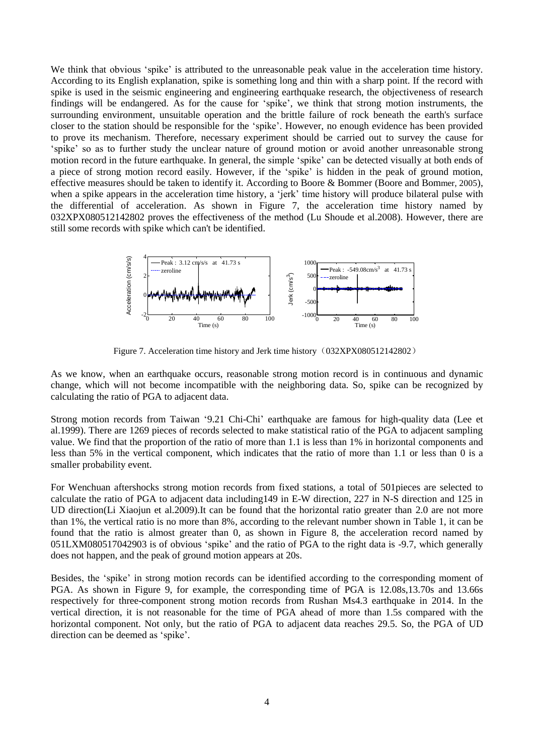We think that obvious 'spike' is attributed to the unreasonable peak value in the acceleration time history. According to its English explanation, spike is something long and thin with a sharp point. If the record with spike is used in the seismic engineering and engineering earthquake research, the objectiveness of research findings will be endangered. As for the cause for 'spike', we think that strong motion instruments, the surrounding environment, unsuitable operation and the brittle failure of rock beneath the earth's surface closer to the station should be responsible for the 'spike'. However, no enough evidence has been provided to prove its mechanism. Therefore, necessary experiment should be carried out to survey the cause for 'spike' so as to further study the unclear nature of ground motion or avoid another unreasonable strong motion record in the future earthquake. In general, the simple 'spike' can be detected visually at both ends of a piece of strong motion record easily. However, if the 'spike' is hidden in the peak of ground motion, effective measures should be taken to identify it. According to Boore & Bommer (Boore and Bommer, 2005), when a spike appears in the acceleration time history, a 'jerk' time history will produce bilateral pulse with the differential of acceleration. As shown in Figure 7, the acceleration time history named by 032XPX080512142802 proves the effectiveness of the method (Lu Shoude et al.2008). However, there are still some records with spike which can't be identified.

Figure 7. Acceleration time history and Jerk time history（032XPX080512142802）

As we know, when an earthquake occurs, reasonable strong motion record is in continuous and dynamic change, which will not become incompatible with the neighboring data. So, spike can be recognized by calculating the ratio of PGA to adjacent data.

Strong motion records from Taiwan '9.21 Chi-Chi' earthquake are famous for high-quality data (Lee et al.1999). There are 1269 pieces of records selected to make statistical ratio of the PGA to adjacent sampling value. We find that the proportion of the ratio of more than 1.1 is less than 1% in horizontal components and less than 5% in the vertical component, which indicates that the ratio of more than 1.1 or less than 0 is a smaller probability event.

For Wenchuan aftershocks strong motion records from fixed stations, a total of 501pieces are selected to calculate the ratio of PGA to adjacent data including149 in E-W direction, 227 in N-S direction and 125 in UD direction(Li Xiaojun et al.2009).It can be found that the horizontal ratio greater than 2.0 are not more than 1%, the vertical ratio is no more than 8%, according to the relevant number shown in Table 1, it can be found that the ratio is almost greater than 0, as shown in Figure 8, the acceleration record named by 051LXM080517042903 is of obvious 'spike' and the ratio of PGA to the right data is -9.7, which generally does not happen, and the peak of ground motion appears at 20s.

Besides, the 'spike' in strong motion records can be identified according to the corresponding moment of PGA. As shown in Figure 9, for example, the corresponding time of PGA is 12.08s,13.70s and 13.66s respectively for three-component strong motion records from Rushan Ms4.3 earthquake in 2014. In the vertical direction, it is not reasonable for the time of PGA ahead of more than 1.5s compared with the horizontal component. Not only, but the ratio of PGA to adjacent data reaches 29.5. So, the PGA of UD direction can be deemed as 'spike'.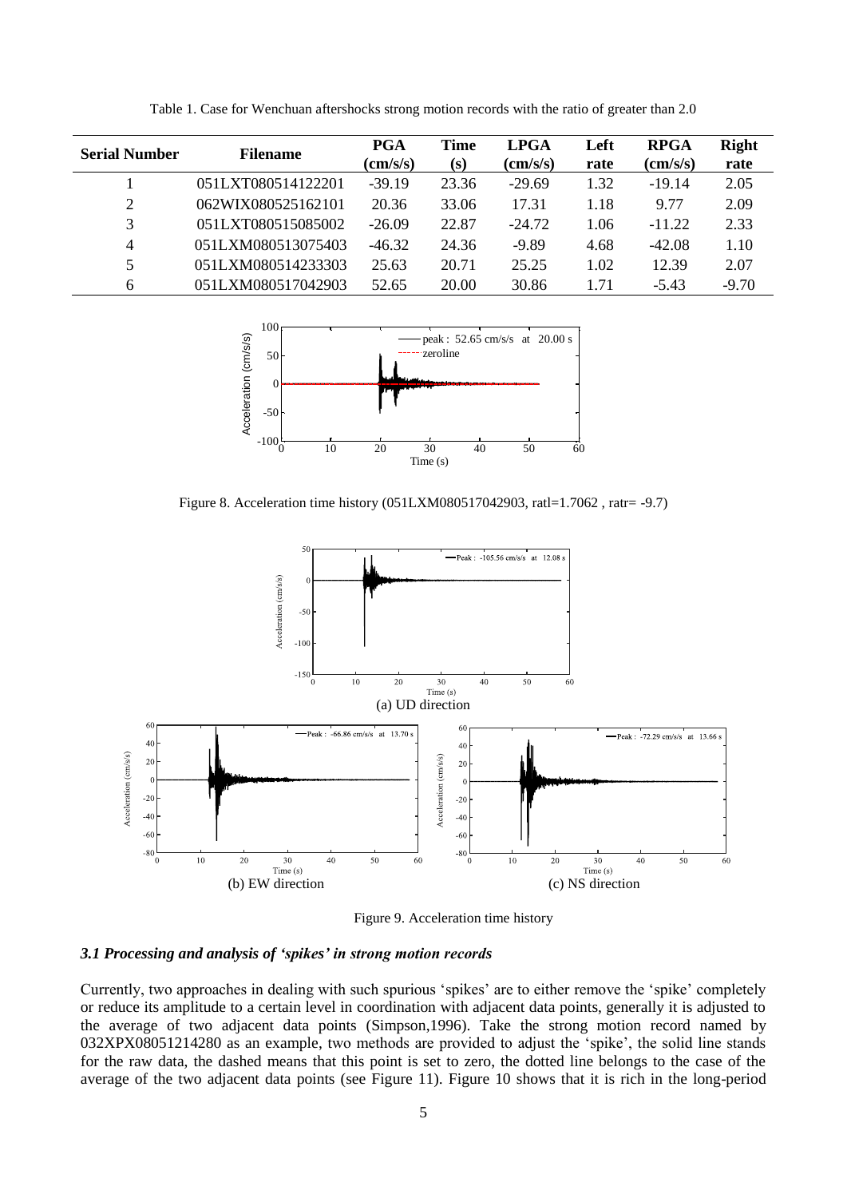Table 1. Case for Wenchuan aftershocks strong motion records with the ratio of greater than 2.0

| Serial Number | Filename | PGA (cm/s/s) | Time (s) | LPGA (cm/s/s) | Left rate | RPGA (cm/s/s) | Right rate |
|---|---|---|---|---|---|---|---|
| 1 | 051LXT080514122201 | -39.19 | 23.36 | -29.69 | 1.32 | -19.14 | 2.05 |
| 2 | 062WIX080525162101 | 20.36 | 33.06 | 17.31 | 1.18 | 9.77 | 2.09 |
| 3 | 051LXT080515085002 | -26.09 | 22.87 | -24.72 | 1.06 | -11.22 | 2.33 |
| 4 | 051LXM080513075403 | -46.32 | 24.36 | -9.89 | 4.68 | -42.08 | 1.10 |
| 5 | 051LXM080514233303 | 25.63 | 20.71 | 25.25 | 1.02 | 12.39 | 2.07 |
| 6 | 051LXM080517042903 | 52.65 | 20.00 | 30.86 | 1.71 | -5.43 | -9.70 |

Figure 8. Acceleration time history (051LXM080517042903, ratl=1.7062 , ratr= -9.7)

Figure 9. Acceleration time history

### *3.1 Processing and analysis of 'spikes' in strong motion records*

Currently, two approaches in dealing with such spurious 'spikes' are to either remove the 'spike' completely or reduce its amplitude to a certain level in coordination with adjacent data points, generally it is adjusted to the average of two adjacent data points (Simpson,1996). Take the strong motion record named by 032XPX08051214280 as an example, two methods are provided to adjust the 'spike', the solid line stands for the raw data, the dashed means that this point is set to zero, the dotted line belongs to the case of the average of the two adjacent data points (see Figure 11). Figure 10 shows that it is rich in the long-period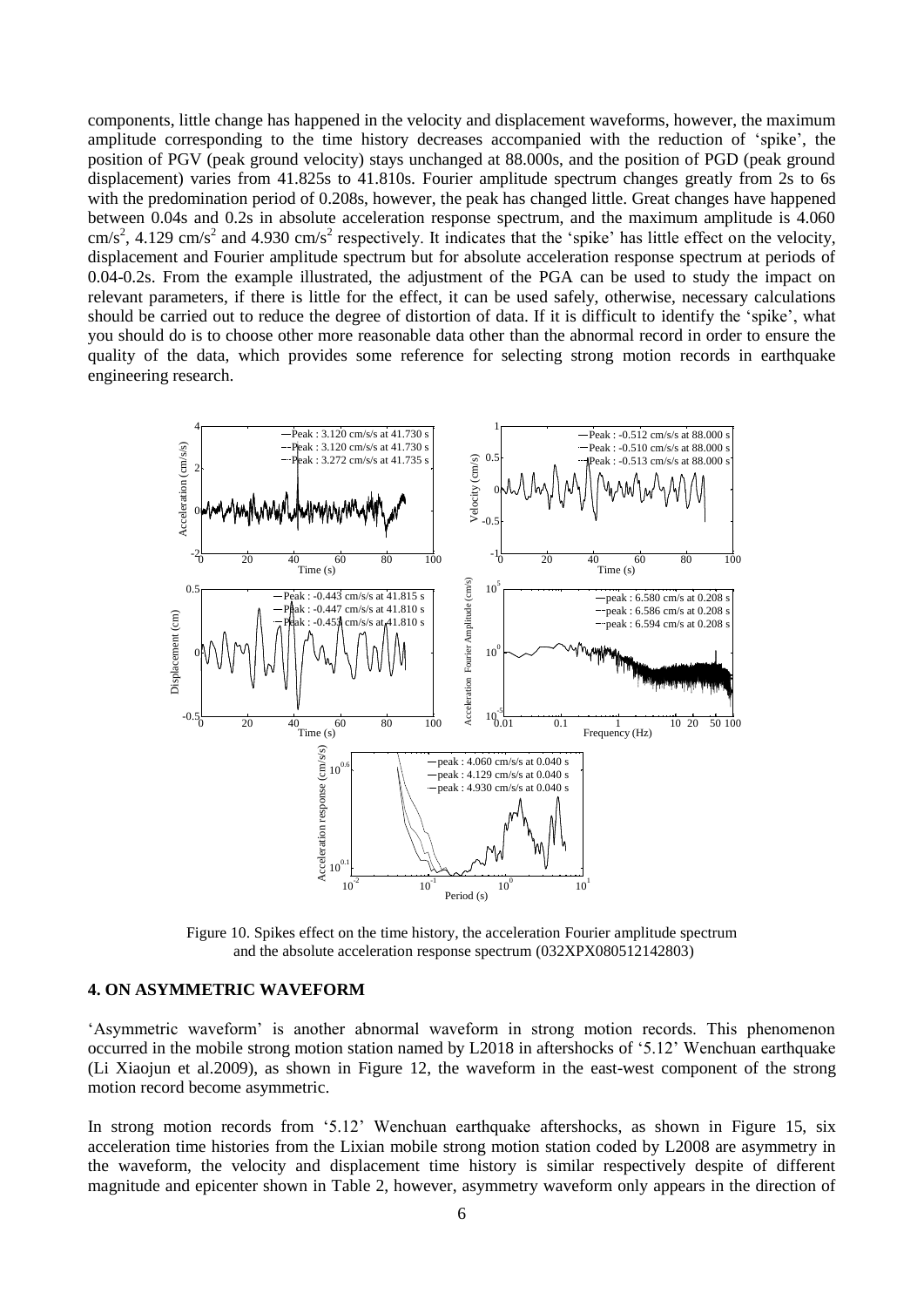components, little change has happened in the velocity and displacement waveforms, however, the maximum amplitude corresponding to the time history decreases accompanied with the reduction of 'spike', the position of PGV (peak ground velocity) stays unchanged at 88.000s, and the position of PGD (peak ground displacement) varies from 41.825s to 41.810s. Fourier amplitude spectrum changes greatly from 2s to 6s with the predomination period of 0.208s, however, the peak has changed little. Great changes have happened between 0.04s and 0.2s in absolute acceleration response spectrum, and the maximum amplitude is 4.060 cm/s$^2$, 4.129 cm/s$^2$ and 4.930 cm/s$^2$ respectively. It indicates that the 'spike' has little effect on the velocity, displacement and Fourier amplitude spectrum but for absolute acceleration response spectrum at periods of 0.04-0.2s. From the example illustrated, the adjustment of the PGA can be used to study the impact on relevant parameters, if there is little for the effect, it can be used safely, otherwise, necessary calculations should be carried out to reduce the degree of distortion of data. If it is difficult to identify the 'spike', what you should do is to choose other more reasonable data other than the abnormal record in order to ensure the quality of the data, which provides some reference for selecting strong motion records in earthquake engineering research.

Figure 10. Spikes effect on the time history, the acceleration Fourier amplitude spectrum and the absolute acceleration response spectrum (032XPX080512142803)

## 4. ON ASYMMETRIC WAVEFORM

'Asymmetric waveform' is another abnormal waveform in strong motion records. This phenomenon occurred in the mobile strong motion station named by L2018 in aftershocks of '5.12' Wenchuan earthquake (Li Xiaojun et al.2009), as shown in Figure 12, the waveform in the east-west component of the strong motion record become asymmetric.

In strong motion records from '5.12' Wenchuan earthquake aftershocks, as shown in Figure 15, six acceleration time histories from the Lixian mobile strong motion station coded by L2008 are asymmetry in the waveform, the velocity and displacement time history is similar respectively despite of different magnitude and epicenter shown in Table 2, however, asymmetry waveform only appears in the direction of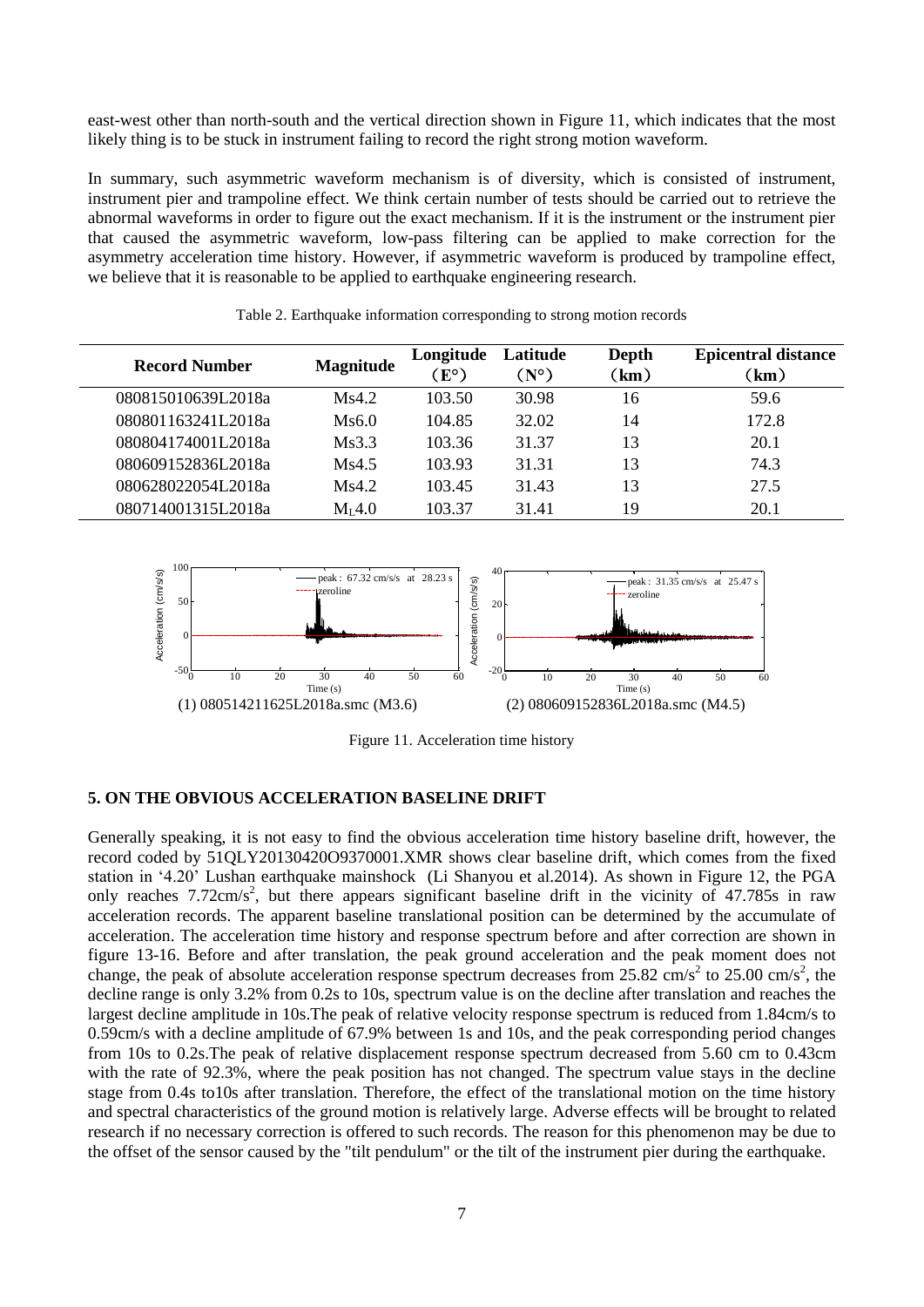east-west other than north-south and the vertical direction shown in Figure 11, which indicates that the most likely thing is to be stuck in instrument failing to record the right strong motion waveform.

In summary, such asymmetric waveform mechanism is of diversity, which is consisted of instrument, instrument pier and trampoline effect. We think certain number of tests should be carried out to retrieve the abnormal waveforms in order to figure out the exact mechanism. If it is the instrument or the instrument pier that caused the asymmetric waveform, low-pass filtering can be applied to make correction for the asymmetry acceleration time history. However, if asymmetric waveform is produced by trampoline effect, we believe that it is reasonable to be applied to earthquake engineering research.

Table 2. Earthquake information corresponding to strong motion records

| Record Number | Magnitude | Longitude (E°) | Latitude (N°) | Depth (km) | Epicentral distance (km) |
|---|---|---|---|---|---|
| 080815010639L2018a | Ms4.2 | 103.50 | 30.98 | 16 | 59.6 |
| 080801163241L2018a | Ms6.0 | 104.85 | 32.02 | 14 | 172.8 |
| 080804174001L2018a | Ms3.3 | 103.36 | 31.37 | 13 | 20.1 |
| 080609152836L2018a | Ms4.5 | 103.93 | 31.31 | 13 | 74.3 |
| 080628022054L2018a | Ms4.2 | 103.45 | 31.43 | 13 | 27.5 |
| 080714001315L2018a | $M_L$4.0 | 103.37 | 31.41 | 19 | 20.1 |

(1) 080514211625L2018a.smc (M3.6) (2) 080609152836L2018a.smc (M4.5)

Figure 11. Acceleration time history

## 5. ON THE OBVIOUS ACCELERATION BASELINE DRIFT

Generally speaking, it is not easy to find the obvious acceleration time history baseline drift, however, the record coded by 51QLY20130420O9370001.XMR shows clear baseline drift, which comes from the fixed station in '4.20' Lushan earthquake mainshock (Li Shanyou et al.2014). As shown in Figure 12, the PGA only reaches 7.72cm/s$^2$, but there appears significant baseline drift in the vicinity of 47.785s in raw acceleration records. The apparent baseline translational position can be determined by the accumulate of acceleration. The acceleration time history and response spectrum before and after correction are shown in figure 13-16. Before and after translation, the peak ground acceleration and the peak moment does not change, the peak of absolute acceleration response spectrum decreases from 25.82 cm/s$^2$ to 25.00 cm/s$^2$, the decline range is only 3.2% from 0.2s to 10s, spectrum value is on the decline after translation and reaches the largest decline amplitude in 10s.The peak of relative velocity response spectrum is reduced from 1.84cm/s to 0.59cm/s with a decline amplitude of 67.9% between 1s and 10s, and the peak corresponding period changes from 10s to 0.2s.The peak of relative displacement response spectrum decreased from 5.60 cm to 0.43cm with the rate of 92.3%, where the peak position has not changed. The spectrum value stays in the decline stage from 0.4s to10s after translation. Therefore, the effect of the translational motion on the time history and spectral characteristics of the ground motion is relatively large. Adverse effects will be brought to related research if no necessary correction is offered to such records. The reason for this phenomenon may be due to the offset of the sensor caused by the "tilt pendulum" or the tilt of the instrument pier during the earthquake.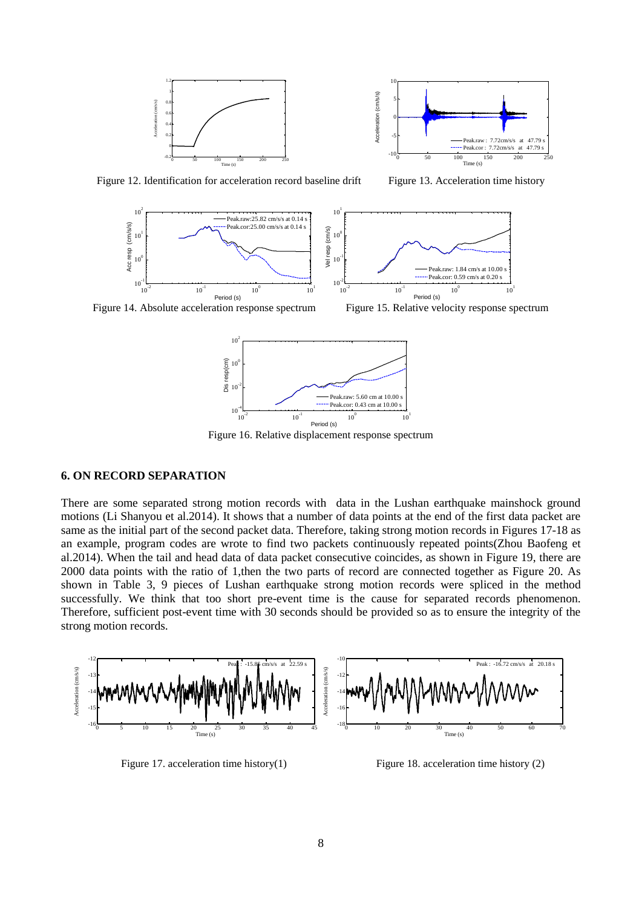Figure 12. Identification for acceleration record baseline drift

Figure 13. Acceleration time history

Figure 14. Absolute acceleration response spectrum

Figure 15. Relative velocity response spectrum

Figure 16. Relative displacement response spectrum

## 6. ON RECORD SEPARATION

There are some separated strong motion records with data in the Lushan earthquake mainshock ground motions (Li Shanyou et al.2014). It shows that a number of data points at the end of the first data packet are same as the initial part of the second packet data. Therefore, taking strong motion records in Figures 17-18 as an example, program codes are wrote to find two packets continuously repeated points(Zhou Baofeng et al.2014). When the tail and head data of data packet consecutive coincides, as shown in Figure 19, there are 2000 data points with the ratio of 1,then the two parts of record are connected together as Figure 20. As shown in Table 3, 9 pieces of Lushan earthquake strong motion records were spliced in the method successfully. We think that too short pre-event time is the cause for separated records phenomenon. Therefore, sufficient post-event time with 30 seconds should be provided so as to ensure the integrity of the strong motion records.

Figure 17. acceleration time history(1)

Figure 18. acceleration time history (2)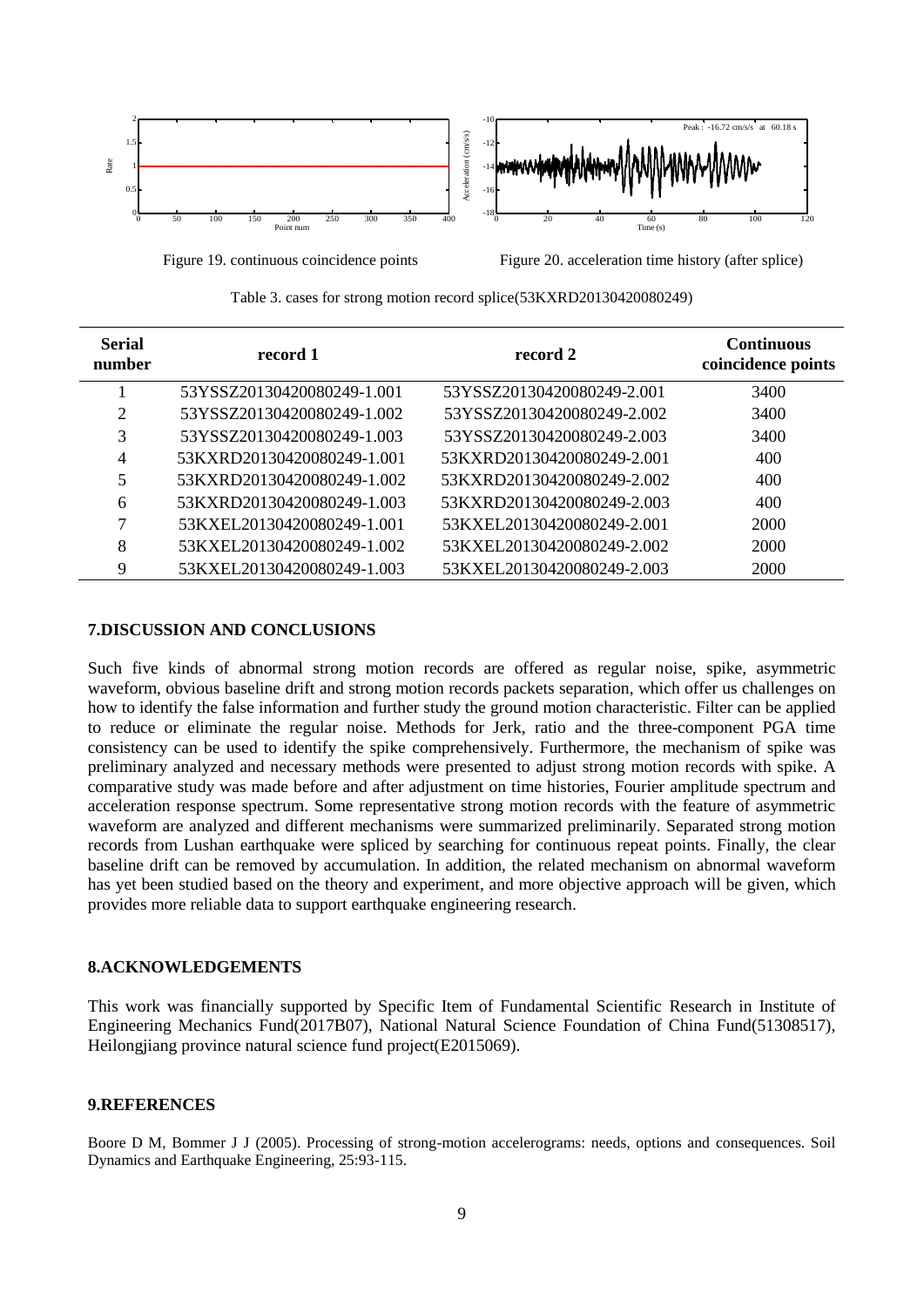Figure 19. continuous coincidence points

Figure 20. acceleration time history (after splice)

Table 3. cases for strong motion record splice(53KXRD20130420080249)

| Serial number | record 1 | record 2 | Continuous coincidence points |
|---|---|---|---|
| 1 | 53YSSZ20130420080249-1.001 | 53YSSZ20130420080249-2.001 | 3400 |
| 2 | 53YSSZ20130420080249-1.002 | 53YSSZ20130420080249-2.002 | 3400 |
| 3 | 53YSSZ20130420080249-1.003 | 53YSSZ20130420080249-2.003 | 3400 |
| 4 | 53KXRD20130420080249-1.001 | 53KXRD20130420080249-2.001 | 400 |
| 5 | 53KXRD20130420080249-1.002 | 53KXRD20130420080249-2.002 | 400 |
| 6 | 53KXRD20130420080249-1.003 | 53KXRD20130420080249-2.003 | 400 |
| 7 | 53KXEL20130420080249-1.001 | 53KXEL20130420080249-2.001 | 2000 |
| 8 | 53KXEL20130420080249-1.002 | 53KXEL20130420080249-2.002 | 2000 |
| 9 | 53KXEL20130420080249-1.003 | 53KXEL20130420080249-2.003 | 2000 |

## 7.DISCUSSION AND CONCLUSIONS

Such five kinds of abnormal strong motion records are offered as regular noise, spike, asymmetric waveform, obvious baseline drift and strong motion records packets separation, which offer us challenges on how to identify the false information and further study the ground motion characteristic. Filter can be applied to reduce or eliminate the regular noise. Methods for Jerk, ratio and the three-component PGA time consistency can be used to identify the spike comprehensively. Furthermore, the mechanism of spike was preliminary analyzed and necessary methods were presented to adjust strong motion records with spike. A comparative study was made before and after adjustment on time histories, Fourier amplitude spectrum and acceleration response spectrum. Some representative strong motion records with the feature of asymmetric waveform are analyzed and different mechanisms were summarized preliminarily. Separated strong motion records from Lushan earthquake were spliced by searching for continuous repeat points. Finally, the clear baseline drift can be removed by accumulation. In addition, the related mechanism on abnormal waveform has yet been studied based on the theory and experiment, and more objective approach will be given, which provides more reliable data to support earthquake engineering research.

## 8.ACKNOWLEDGEMENTS

This work was financially supported by Specific Item of Fundamental Scientific Research in Institute of Engineering Mechanics Fund(2017B07), National Natural Science Foundation of China Fund(51308517), Heilongjiang province natural science fund project(E2015069).

## 9.REFERENCES

Boore D M, Bommer J J (2005). Processing of strong-motion accelerograms: needs, options and consequences. Soil Dynamics and Earthquake Engineering, 25:93-115.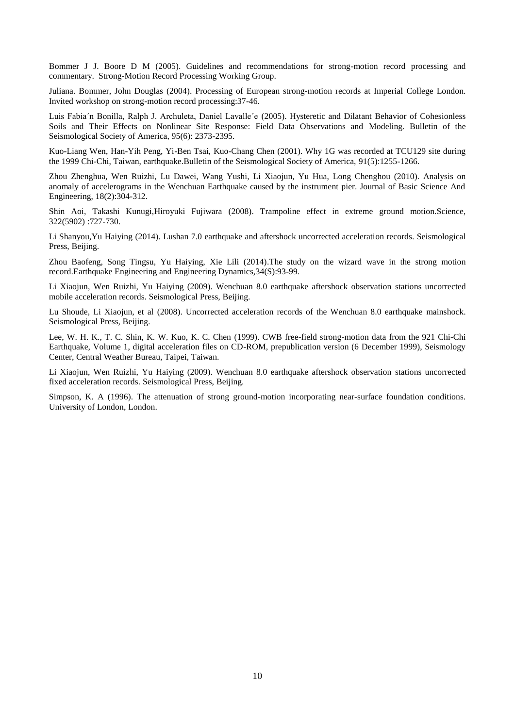Bommer J J. Boore D M (2005). Guidelines and recommendations for strong-motion record processing and commentary. Strong-Motion Record Processing Working Group.

Juliana. Bommer, John Douglas (2004). Processing of European strong-motion records at Imperial College London. Invited workshop on strong-motion record processing:37-46.

Luis Fabia´n Bonilla, Ralph J. Archuleta, Daniel Lavalle´e (2005). Hysteretic and Dilatant Behavior of Cohesionless Soils and Their Effects on Nonlinear Site Response: Field Data Observations and Modeling. Bulletin of the Seismological Society of America, 95(6): 2373-2395.

Kuo-Liang Wen, Han-Yih Peng, Yi-Ben Tsai, Kuo-Chang Chen (2001). Why 1G was recorded at TCU129 site during the 1999 Chi-Chi, Taiwan, earthquake.Bulletin of the Seismological Society of America, 91(5):1255-1266.

Zhou Zhenghua, Wen Ruizhi, Lu Dawei, Wang Yushi, Li Xiaojun, Yu Hua, Long Chenghou (2010). Analysis on anomaly of accelerograms in the Wenchuan Earthquake caused by the instrument pier. Journal of Basic Science And Engineering, 18(2):304-312.

Shin Aoi, Takashi Kunugi,Hiroyuki Fujiwara (2008). Trampoline effect in extreme ground motion.Science, 322(5902) :727-730.

Li Shanyou,Yu Haiying (2014). Lushan 7.0 earthquake and aftershock uncorrected acceleration records. Seismological Press, Beijing.

Zhou Baofeng, Song Tingsu, Yu Haiying, Xie Lili (2014).The study on the wizard wave in the strong motion record.Earthquake Engineering and Engineering Dynamics,34(S):93-99.

Li Xiaojun, Wen Ruizhi, Yu Haiying (2009). Wenchuan 8.0 earthquake aftershock observation stations uncorrected mobile acceleration records. Seismological Press, Beijing.

Lu Shoude, Li Xiaojun, et al (2008). Uncorrected acceleration records of the Wenchuan 8.0 earthquake mainshock. Seismological Press, Beijing.

Lee, W. H. K., T. C. Shin, K. W. Kuo, K. C. Chen (1999). CWB free-field strong-motion data from the 921 Chi-Chi Earthquake, Volume 1, digital acceleration files on CD-ROM, prepublication version (6 December 1999), Seismology Center, Central Weather Bureau, Taipei, Taiwan.

Li Xiaojun, Wen Ruizhi, Yu Haiying (2009). Wenchuan 8.0 earthquake aftershock observation stations uncorrected fixed acceleration records. Seismological Press, Beijing.

Simpson, K. A (1996). The attenuation of strong ground-motion incorporating near-surface foundation conditions. University of London, London.